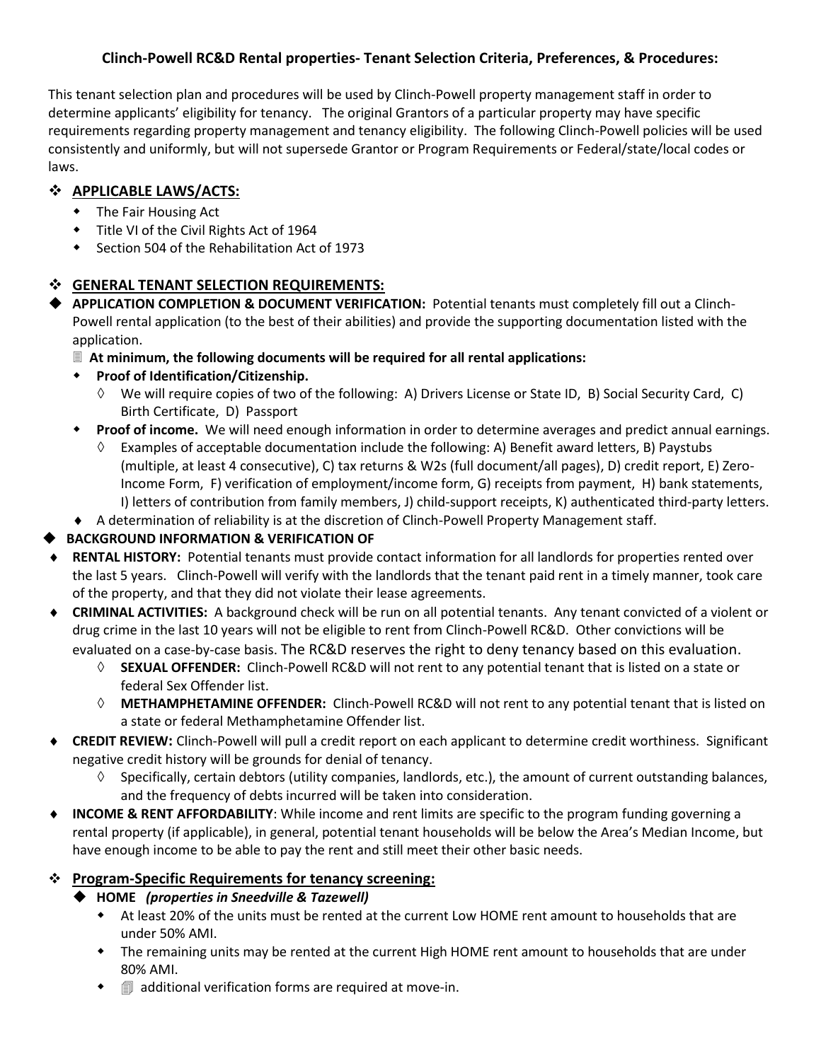# Clinch-Powell RC&D Rental properties- Tenant Selection Criteria, Preferences, & Procedures:

This tenant selection plan and procedures will be used by Clinch-Powell property management staff in order to determine applicants' eligibility for tenancy. The original Grantors of a particular property may have specific requirements regarding property management and tenancy eligibility. The following Clinch-Powell policies will be used consistently and uniformly, but will not supersede Grantor or Program Requirements or Federal/state/local codes or laws.

## APPLICABLE LAWS/ACTS:

- The Fair Housing Act
- Title VI of the Civil Rights Act of 1964
- Section 504 of the Rehabilitation Act of 1973

## GENERAL TENANT SELECTION REQUIREMENTS:

- **APPLICATION COMPLETION & DOCUMENT VERIFICATION:** Potential tenants must completely fill out a Clinch-Powell rental application (to the best of their abilities) and provide the supporting documentation listed with the application.
  - **At minimum, the following documents will be required for all rental applications:**
  - **Proof of Identification/Citizenship.**
    - We will require copies of two of the following: A) Drivers License or State ID, B) Social Security Card, C) Birth Certificate, D) Passport
  - **Proof of income.** We will need enough information in order to determine averages and predict annual earnings.
    - Examples of acceptable documentation include the following: A) Benefit award letters, B) Paystubs (multiple, at least 4 consecutive), C) tax returns & W2s (full document/all pages), D) credit report, E) Zero-Income Form, F) verification of employment/income form, G) receipts from payment, H) bank statements, I) letters of contribution from family members, J) child-support receipts, K) authenticated third-party letters.
  - A determination of reliability is at the discretion of Clinch-Powell Property Management staff.
- **BACKGROUND INFORMATION & VERIFICATION OF**
  - **RENTAL HISTORY:** Potential tenants must provide contact information for all landlords for properties rented over the last 5 years. Clinch-Powell will verify with the landlords that the tenant paid rent in a timely manner, took care of the property, and that they did not violate their lease agreements.
  - **CRIMINAL ACTIVITIES:** A background check will be run on all potential tenants. Any tenant convicted of a violent or drug crime in the last 10 years will not be eligible to rent from Clinch-Powell RC&D. Other convictions will be evaluated on a case-by-case basis. The RC&D reserves the right to deny tenancy based on this evaluation.
    - **SEXUAL OFFENDER:** Clinch-Powell RC&D will not rent to any potential tenant that is listed on a state or federal Sex Offender list.
    - **METHAMPHETAMINE OFFENDER:** Clinch-Powell RC&D will not rent to any potential tenant that is listed on a state or federal Methamphetamine Offender list.
  - **CREDIT REVIEW:** Clinch-Powell will pull a credit report on each applicant to determine credit worthiness. Significant negative credit history will be grounds for denial of tenancy.
    - Specifically, certain debtors (utility companies, landlords, etc.), the amount of current outstanding balances, and the frequency of debts incurred will be taken into consideration.
  - **INCOME & RENT AFFORDABILITY**: While income and rent limits are specific to the program funding governing a rental property (if applicable), in general, potential tenant households will be below the Area's Median Income, but have enough income to be able to pay the rent and still meet their other basic needs.

## Program-Specific Requirements for tenancy screening:

- **HOME** ***(properties in Sneedville & Tazewell)***
  - At least 20% of the units must be rented at the current Low HOME rent amount to households that are under 50% AMI.
  - The remaining units may be rented at the current High HOME rent amount to households that are under 80% AMI.
  - additional verification forms are required at move-in.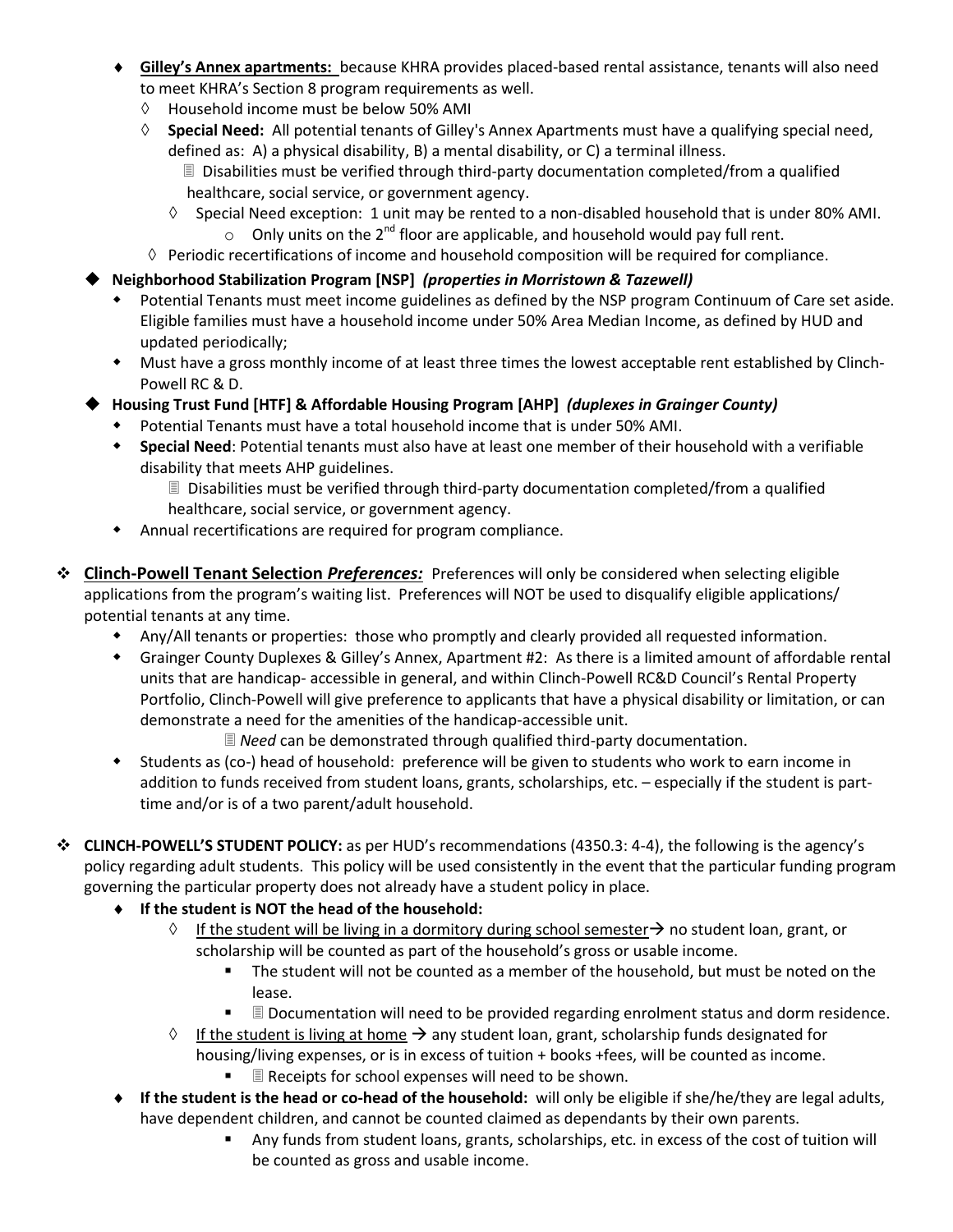- **Gilley's Annex apartments:** because KHRA provides placed-based rental assistance, tenants will also need to meet KHRA's Section 8 program requirements as well.
  - ◊ Household income must be below 50% AMI
  - ◊ **Special Need:** All potential tenants of Gilley's Annex Apartments must have a qualifying special need, defined as: A) a physical disability, B) a mental disability, or C) a terminal illness.
    - Disabilities must be verified through third-party documentation completed/from a qualified healthcare, social service, or government agency.
    - ◊ Special Need exception: 1 unit may be rented to a non-disabled household that is under 80% AMI.
      - Only units on the 2nd floor are applicable, and household would pay full rent.
  - ◊ Periodic recertifications of income and household composition will be required for compliance.

- **Neighborhood Stabilization Program [NSP]** ***(properties in Morristown & Tazewell)***
  - Potential Tenants must meet income guidelines as defined by the NSP program Continuum of Care set aside. Eligible families must have a household income under 50% Area Median Income, as defined by HUD and updated periodically;
  - Must have a gross monthly income of at least three times the lowest acceptable rent established by Clinch-Powell RC & D.

- **Housing Trust Fund [HTF] & Affordable Housing Program [AHP]** ***(duplexes in Grainger County)***
  - Potential Tenants must have a total household income that is under 50% AMI.
  - **Special Need**: Potential tenants must also have at least one member of their household with a verifiable disability that meets AHP guidelines.
    - Disabilities must be verified through third-party documentation completed/from a qualified healthcare, social service, or government agency.
  - Annual recertifications are required for program compliance.

❖ **Clinch-Powell Tenant Selection *Preferences:*** Preferences will only be considered when selecting eligible applications from the program's waiting list. Preferences will NOT be used to disqualify eligible applications/ potential tenants at any time.

- Any/All tenants or properties: those who promptly and clearly provided all requested information.
- Grainger County Duplexes & Gilley's Annex, Apartment #2: As there is a limited amount of affordable rental units that are handicap- accessible in general, and within Clinch-Powell RC&D Council's Rental Property Portfolio, Clinch-Powell will give preference to applicants that have a physical disability or limitation, or can demonstrate a need for the amenities of the handicap-accessible unit.
  - *Need* can be demonstrated through qualified third-party documentation.
- Students as (co-) head of household: preference will be given to students who work to earn income in addition to funds received from student loans, grants, scholarships, etc. – especially if the student is part-time and/or is of a two parent/adult household.

❖ **CLINCH-POWELL'S STUDENT POLICY:** as per HUD's recommendations (4350.3: 4-4), the following is the agency's policy regarding adult students. This policy will be used consistently in the event that the particular funding program governing the particular property does not already have a student policy in place.

- **If the student is NOT the head of the household:**
  - ◊ <u>If the student will be living in a dormitory during school semester</u> → no student loan, grant, or scholarship will be counted as part of the household's gross or usable income.
    - The student will not be counted as a member of the household, but must be noted on the lease.
    - Documentation will need to be provided regarding enrolment status and dorm residence.
  - ◊ <u>If the student is living at home</u> → any student loan, grant, scholarship funds designated for housing/living expenses, or is in excess of tuition + books +fees, will be counted as income.
    - Receipts for school expenses will need to be shown.
- **If the student is the head or co-head of the household:** will only be eligible if she/he/they are legal adults, have dependent children, and cannot be counted claimed as dependants by their own parents.
  - Any funds from student loans, grants, scholarships, etc. in excess of the cost of tuition will be counted as gross and usable income.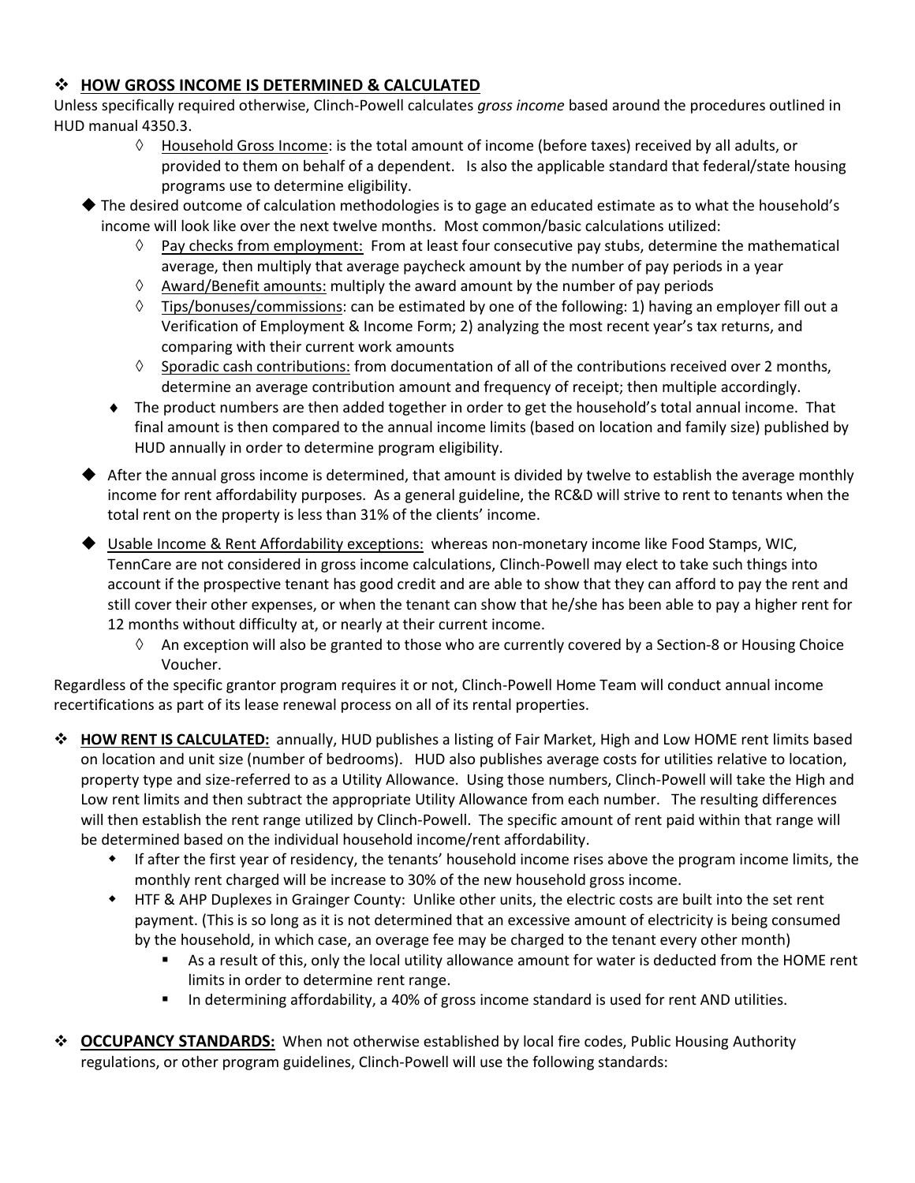## ❖ HOW GROSS INCOME IS DETERMINED & CALCULATED

Unless specifically required otherwise, Clinch-Powell calculates *gross income* based around the procedures outlined in HUD manual 4350.3.

- ◊ Household Gross Income: is the total amount of income (before taxes) received by all adults, or provided to them on behalf of a dependent. Is also the applicable standard that federal/state housing programs use to determine eligibility.

- ◆ The desired outcome of calculation methodologies is to gage an educated estimate as to what the household's income will look like over the next twelve months. Most common/basic calculations utilized:
  - ◊ Pay checks from employment: From at least four consecutive pay stubs, determine the mathematical average, then multiply that average paycheck amount by the number of pay periods in a year
  - ◊ Award/Benefit amounts: multiply the award amount by the number of pay periods
  - ◊ Tips/bonuses/commissions: can be estimated by one of the following: 1) having an employer fill out a Verification of Employment & Income Form; 2) analyzing the most recent year's tax returns, and comparing with their current work amounts
  - ◊ Sporadic cash contributions: from documentation of all of the contributions received over 2 months, determine an average contribution amount and frequency of receipt; then multiple accordingly.
  - ♦ The product numbers are then added together in order to get the household's total annual income. That final amount is then compared to the annual income limits (based on location and family size) published by HUD annually in order to determine program eligibility.

- ◆ After the annual gross income is determined, that amount is divided by twelve to establish the average monthly income for rent affordability purposes. As a general guideline, the RC&D will strive to rent to tenants when the total rent on the property is less than 31% of the clients' income.

- ◆ Usable Income & Rent Affordability exceptions: whereas non-monetary income like Food Stamps, WIC, TennCare are not considered in gross income calculations, Clinch-Powell may elect to take such things into account if the prospective tenant has good credit and are able to show that they can afford to pay the rent and still cover their other expenses, or when the tenant can show that he/she has been able to pay a higher rent for 12 months without difficulty at, or nearly at their current income.
  - ◊ An exception will also be granted to those who are currently covered by a Section-8 or Housing Choice Voucher.

Regardless of the specific grantor program requires it or not, Clinch-Powell Home Team will conduct annual income recertifications as part of its lease renewal process on all of its rental properties.

## ❖ HOW RENT IS CALCULATED:

annually, HUD publishes a listing of Fair Market, High and Low HOME rent limits based on location and unit size (number of bedrooms). HUD also publishes average costs for utilities relative to location, property type and size-referred to as a Utility Allowance. Using those numbers, Clinch-Powell will take the High and Low rent limits and then subtract the appropriate Utility Allowance from each number. The resulting differences will then establish the rent range utilized by Clinch-Powell. The specific amount of rent paid within that range will be determined based on the individual household income/rent affordability.

- If after the first year of residency, the tenants' household income rises above the program income limits, the monthly rent charged will be increase to 30% of the new household gross income.
- HTF & AHP Duplexes in Grainger County: Unlike other units, the electric costs are built into the set rent payment. (This is so long as it is not determined that an excessive amount of electricity is being consumed by the household, in which case, an overage fee may be charged to the tenant every other month)
  - As a result of this, only the local utility allowance amount for water is deducted from the HOME rent limits in order to determine rent range.
  - In determining affordability, a 40% of gross income standard is used for rent AND utilities.

## ❖ OCCUPANCY STANDARDS:

When not otherwise established by local fire codes, Public Housing Authority regulations, or other program guidelines, Clinch-Powell will use the following standards: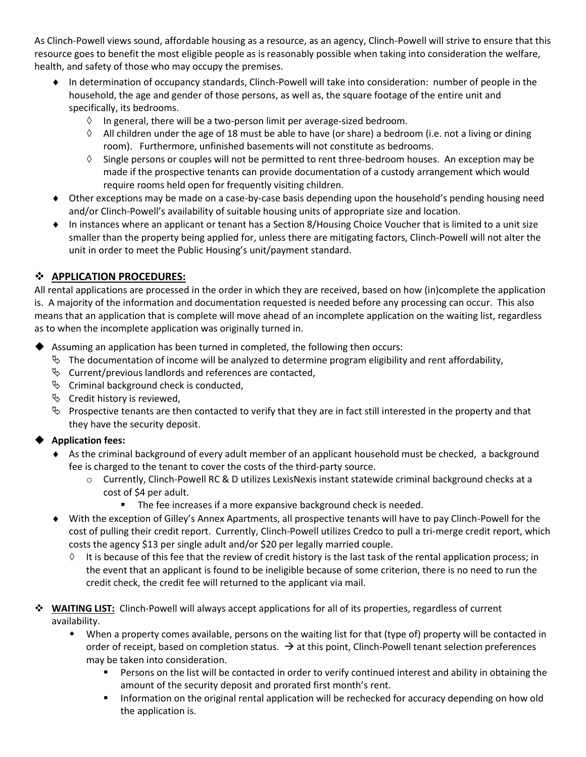As Clinch-Powell views sound, affordable housing as a resource, as an agency, Clinch-Powell will strive to ensure that this resource goes to benefit the most eligible people as is reasonably possible when taking into consideration the welfare, health, and safety of those who may occupy the premises.

- In determination of occupancy standards, Clinch-Powell will take into consideration: number of people in the household, the age and gender of those persons, as well as, the square footage of the entire unit and specifically, its bedrooms.
  - In general, there will be a two-person limit per average-sized bedroom.
  - All children under the age of 18 must be able to have (or share) a bedroom (i.e. not a living or dining room). Furthermore, unfinished basements will not constitute as bedrooms.
  - Single persons or couples will not be permitted to rent three-bedroom houses. An exception may be made if the prospective tenants can provide documentation of a custody arrangement which would require rooms held open for frequently visiting children.
- Other exceptions may be made on a case-by-case basis depending upon the household's pending housing need and/or Clinch-Powell's availability of suitable housing units of appropriate size and location.
- In instances where an applicant or tenant has a Section 8/Housing Choice Voucher that is limited to a unit size smaller than the property being applied for, unless there are mitigating factors, Clinch-Powell will not alter the unit in order to meet the Public Housing's unit/payment standard.

## APPLICATION PROCEDURES:

All rental applications are processed in the order in which they are received, based on how (in)complete the application is. A majority of the information and documentation requested is needed before any processing can occur. This also means that an application that is complete will move ahead of an incomplete application on the waiting list, regardless as to when the incomplete application was originally turned in.

- Assuming an application has been turned in completed, the following then occurs:
  - The documentation of income will be analyzed to determine program eligibility and rent affordability,
  - Current/previous landlords and references are contacted,
  - Criminal background check is conducted,
  - Credit history is reviewed,
  - Prospective tenants are then contacted to verify that they are in fact still interested in the property and that they have the security deposit.
- **Application fees:**
  - As the criminal background of every adult member of an applicant household must be checked, a background fee is charged to the tenant to cover the costs of the third-party source.
    - Currently, Clinch-Powell RC & D utilizes LexisNexis instant statewide criminal background checks at a cost of $4 per adult.
      - The fee increases if a more expansive background check is needed.
  - With the exception of Gilley's Annex Apartments, all prospective tenants will have to pay Clinch-Powell for the cost of pulling their credit report. Currently, Clinch-Powell utilizes Credco to pull a tri-merge credit report, which costs the agency $13 per single adult and/or $20 per legally married couple.
    - It is because of this fee that the review of credit history is the last task of the rental application process; in the event that an applicant is found to be ineligible because of some criterion, there is no need to run the credit check, the credit fee will returned to the applicant via mail.

- **WAITING LIST:** Clinch-Powell will always accept applications for all of its properties, regardless of current availability.
  - When a property comes available, persons on the waiting list for that (type of) property will be contacted in order of receipt, based on completion status. → at this point, Clinch-Powell tenant selection preferences may be taken into consideration.
    - Persons on the list will be contacted in order to verify continued interest and ability in obtaining the amount of the security deposit and prorated first month's rent.
    - Information on the original rental application will be rechecked for accuracy depending on how old the application is.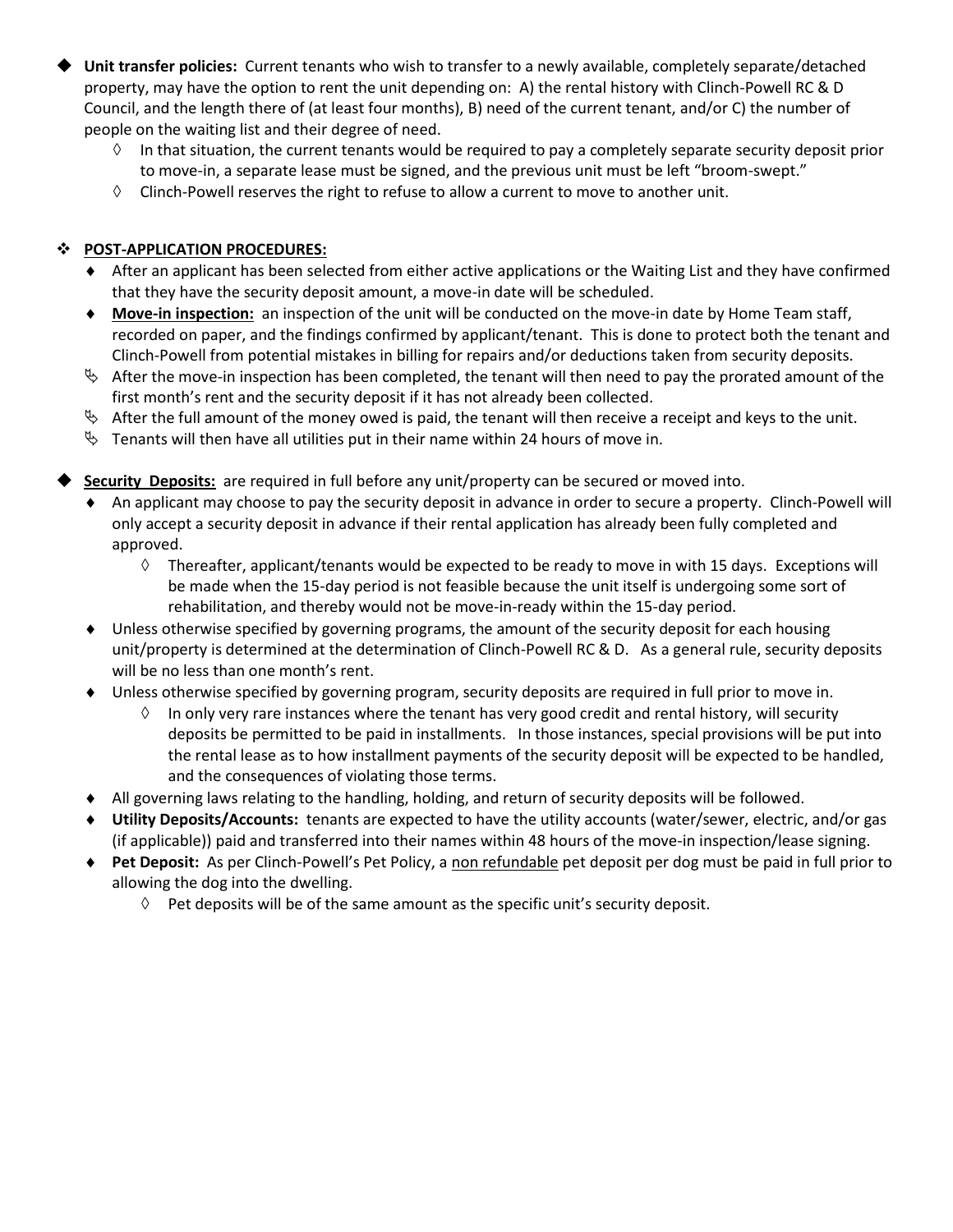- **Unit transfer policies:** Current tenants who wish to transfer to a newly available, completely separate/detached property, may have the option to rent the unit depending on: A) the rental history with Clinch-Powell RC & D Council, and the length there of (at least four months), B) need of the current tenant, and/or C) the number of people on the waiting list and their degree of need.
  - In that situation, the current tenants would be required to pay a completely separate security deposit prior to move-in, a separate lease must be signed, and the previous unit must be left "broom-swept."
  - Clinch-Powell reserves the right to refuse to allow a current to move to another unit.

## POST-APPLICATION PROCEDURES:

- After an applicant has been selected from either active applications or the Waiting List and they have confirmed that they have the security deposit amount, a move-in date will be scheduled.
- **Move-in inspection:** an inspection of the unit will be conducted on the move-in date by Home Team staff, recorded on paper, and the findings confirmed by applicant/tenant. This is done to protect both the tenant and Clinch-Powell from potential mistakes in billing for repairs and/or deductions taken from security deposits.
- After the move-in inspection has been completed, the tenant will then need to pay the prorated amount of the first month's rent and the security deposit if it has not already been collected.
- After the full amount of the money owed is paid, the tenant will then receive a receipt and keys to the unit.
- Tenants will then have all utilities put in their name within 24 hours of move in.

- **Security Deposits:** are required in full before any unit/property can be secured or moved into.
  - An applicant may choose to pay the security deposit in advance in order to secure a property. Clinch-Powell will only accept a security deposit in advance if their rental application has already been fully completed and approved.
    - Thereafter, applicant/tenants would be expected to be ready to move in with 15 days. Exceptions will be made when the 15-day period is not feasible because the unit itself is undergoing some sort of rehabilitation, and thereby would not be move-in-ready within the 15-day period.
  - Unless otherwise specified by governing programs, the amount of the security deposit for each housing unit/property is determined at the determination of Clinch-Powell RC & D. As a general rule, security deposits will be no less than one month's rent.
  - Unless otherwise specified by governing program, security deposits are required in full prior to move in.
    - In only very rare instances where the tenant has very good credit and rental history, will security deposits be permitted to be paid in installments. In those instances, special provisions will be put into the rental lease as to how installment payments of the security deposit will be expected to be handled, and the consequences of violating those terms.
  - All governing laws relating to the handling, holding, and return of security deposits will be followed.
  - **Utility Deposits/Accounts:** tenants are expected to have the utility accounts (water/sewer, electric, and/or gas (if applicable)) paid and transferred into their names within 48 hours of the move-in inspection/lease signing.
  - **Pet Deposit:** As per Clinch-Powell's Pet Policy, a non refundable pet deposit per dog must be paid in full prior to allowing the dog into the dwelling.
    - Pet deposits will be of the same amount as the specific unit's security deposit.